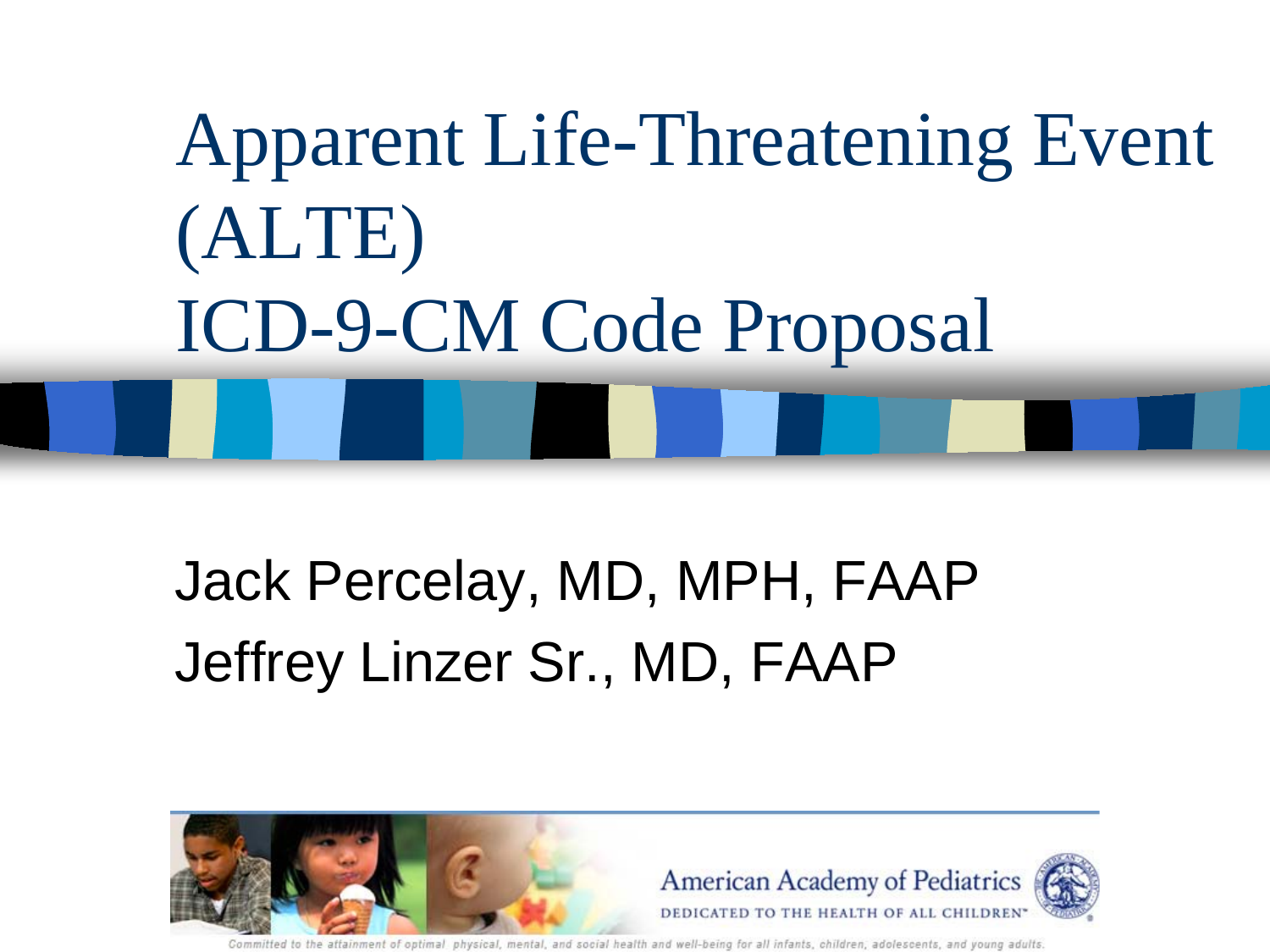# Apparent Life-Threatening Event (ALTE) ICD-9-CM Code Proposal

Jack Percelay, MD, MPH, FAAP

Jeffrey Linzer Sr., MD, FAAP

American Academy of Pediatrics

DEDICATED TO THE HEALTH OF ALL CHILDREN™

Committed to the attainment of optimal physical, mental, and social health and well-being for all infants, children, adolescents, and young adults.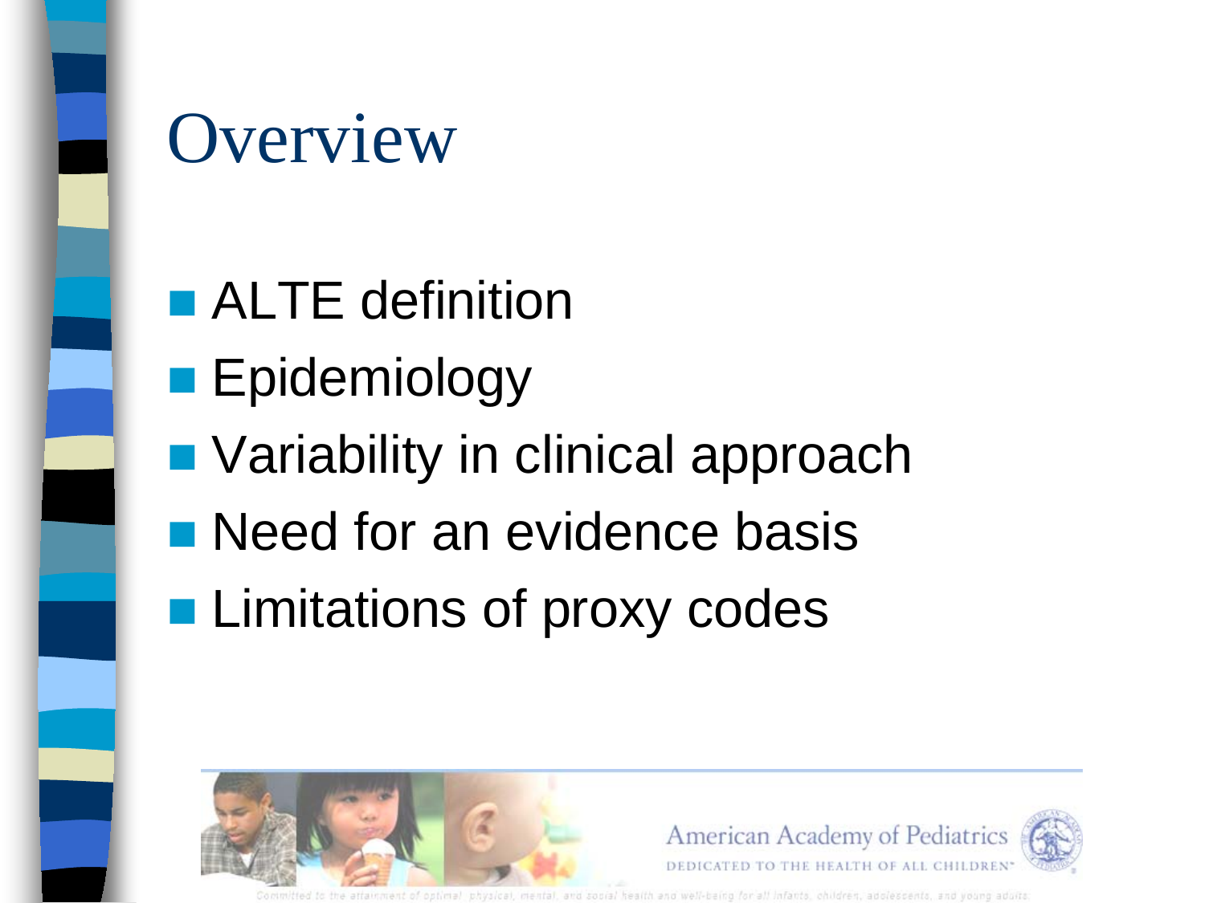# Overview

- ALTE definition
- Epidemiology
- Variability in clinical approach
- Need for an evidence basis
- Limitations of proxy codes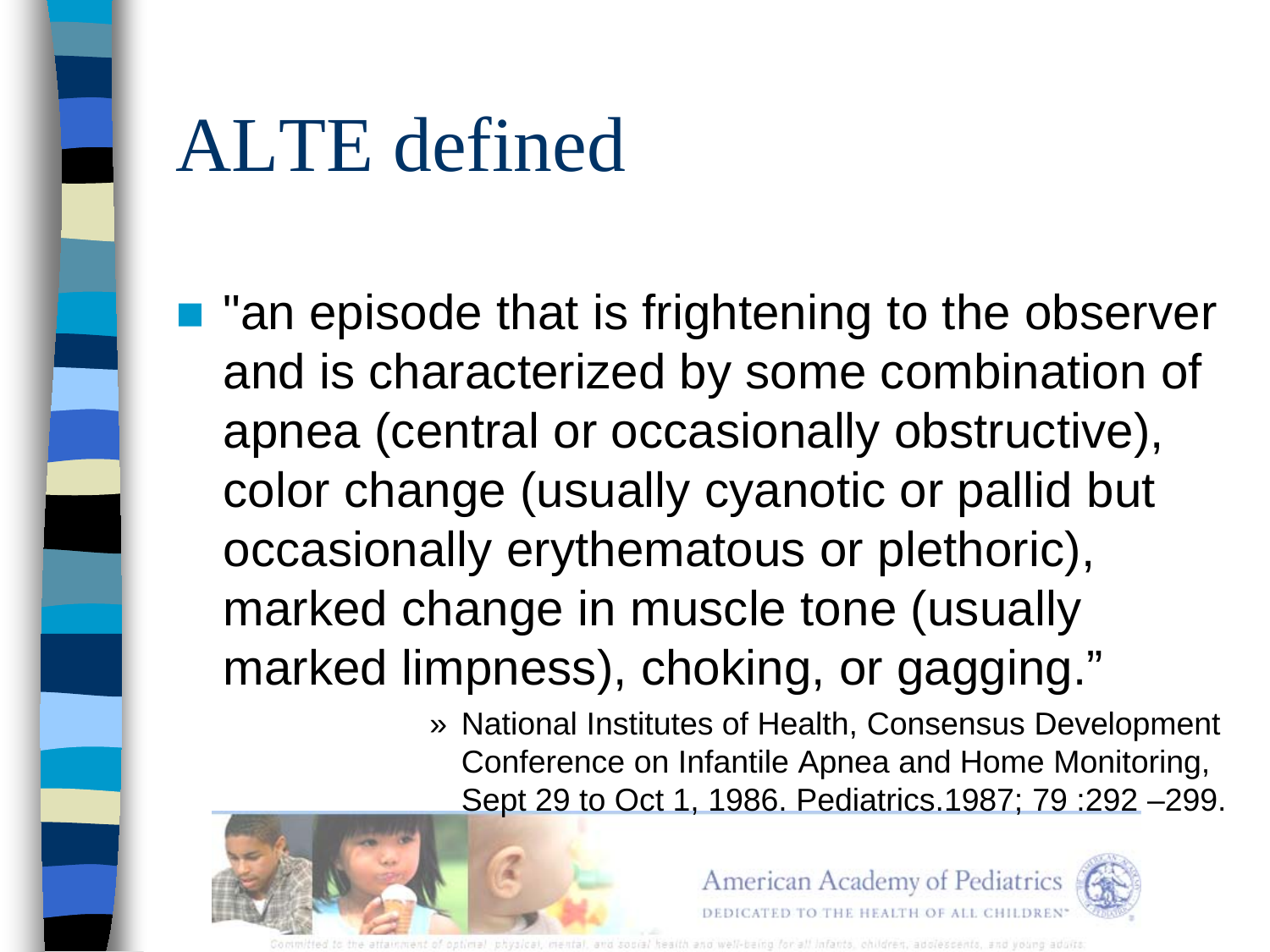# ALTE defined

- "an episode that is frightening to the observer and is characterized by some combination of apnea (central or occasionally obstructive), color change (usually cyanotic or pallid but occasionally erythematous or plethoric), marked change in muscle tone (usually marked limpness), choking, or gagging."
  - » National Institutes of Health, Consensus Development Conference on Infantile Apnea and Home Monitoring, Sept 29 to Oct 1, 1986. Pediatrics.1987; 79 :292 –299.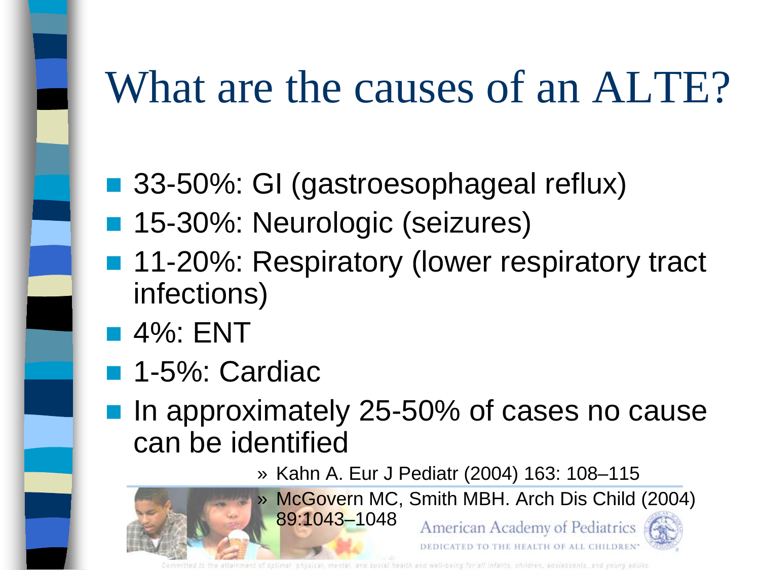# What are the causes of an ALTE?

- 33-50%: GI (gastroesophageal reflux)
- 15-30%: Neurologic (seizures)
- 11-20%: Respiratory (lower respiratory tract infections)
- 4%: ENT
- 1-5%: Cardiac
- In approximately 25-50% of cases no cause can be identified

» Kahn A. Eur J Pediatr (2004) 163: 108–115

» McGovern MC, Smith MBH. Arch Dis Child (2004) 89:1043–1048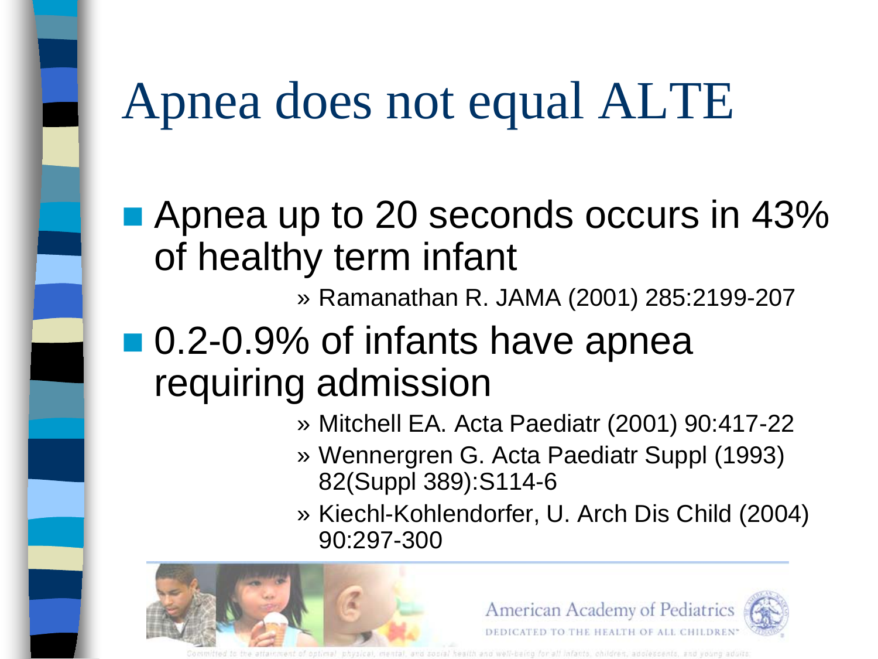# Apnea does not equal ALTE

- Apnea up to 20 seconds occurs in 43% of healthy term infant
  - » Ramanathan R. JAMA (2001) 285:2199-207
- 0.2-0.9% of infants have apnea requiring admission
  - » Mitchell EA. Acta Paediatr (2001) 90:417-22
  - » Wennergren G. Acta Paediatr Suppl (1993) 82(Suppl 389):S114-6
  - » Kiechl-Kohlendorfer, U. Arch Dis Child (2004) 90:297-300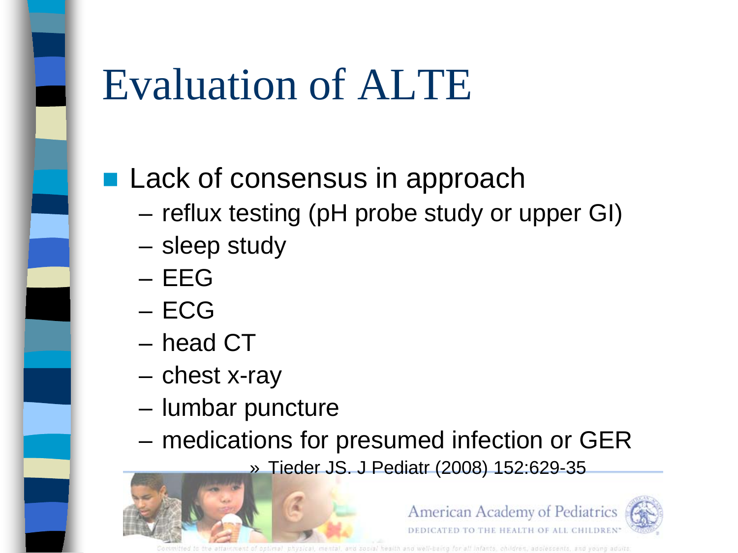# Evaluation of ALTE

- Lack of consensus in approach
  - reflux testing (pH probe study or upper GI)
  - sleep study
  - EEG
  - ECG
  - head CT
  - chest x-ray
  - lumbar puncture
  - medications for presumed infection or GER
    - » Tieder JS. J Pediatr (2008) 152:629-35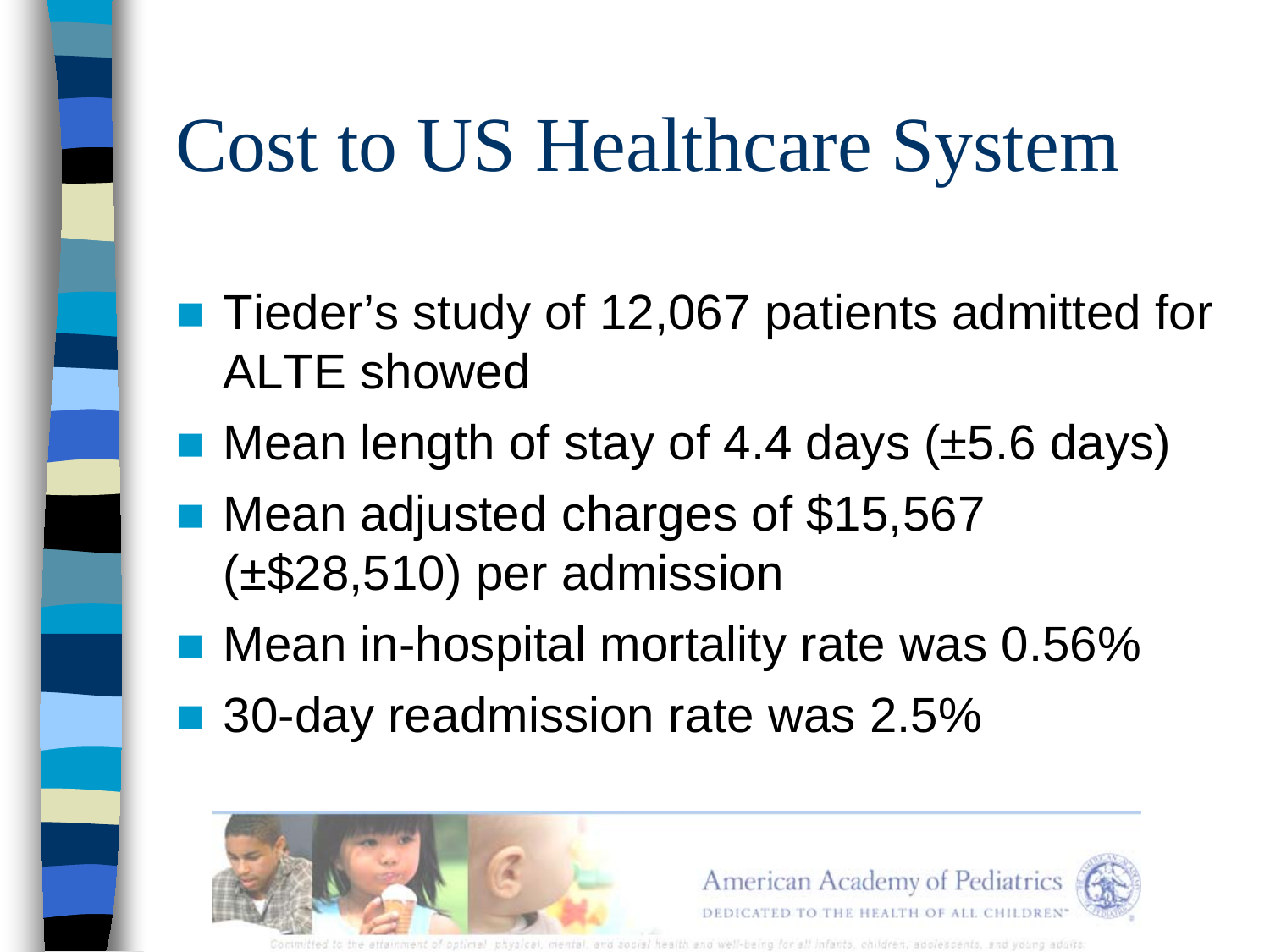# Cost to US Healthcare System

- Tieder's study of 12,067 patients admitted for ALTE showed
- Mean length of stay of 4.4 days (±5.6 days)
- Mean adjusted charges of $15,567 (±$28,510) per admission
- Mean in-hospital mortality rate was 0.56%
- 30-day readmission rate was 2.5%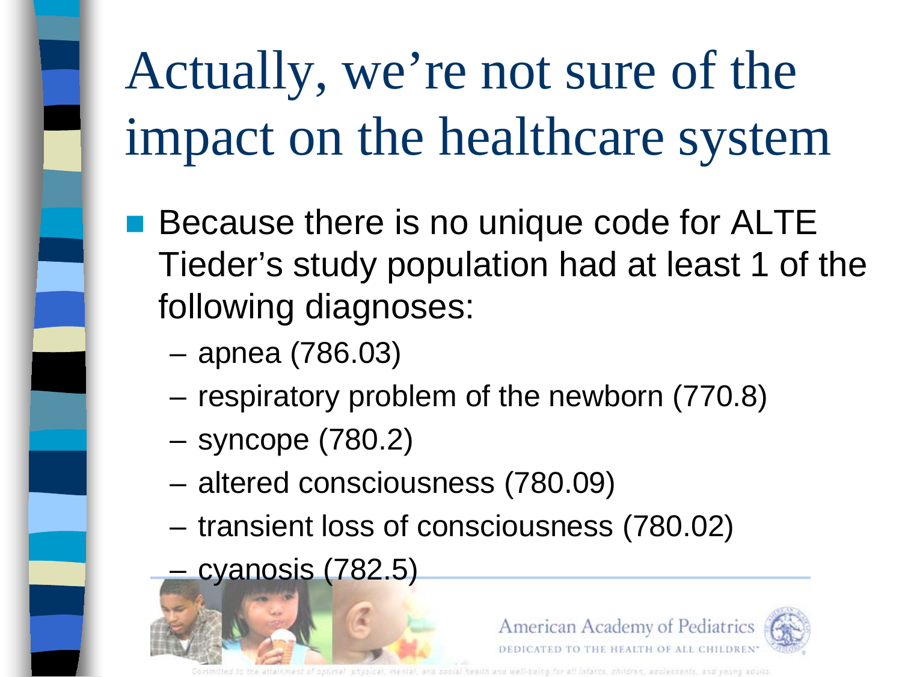# Actually, we're not sure of the impact on the healthcare system

- Because there is no unique code for ALTE Tieder's study population had at least 1 of the following diagnoses:
  - apnea (786.03)
  - respiratory problem of the newborn (770.8)
  - syncope (780.2)
  - altered consciousness (780.09)
  - transient loss of consciousness (780.02)
  - cyanosis (782.5)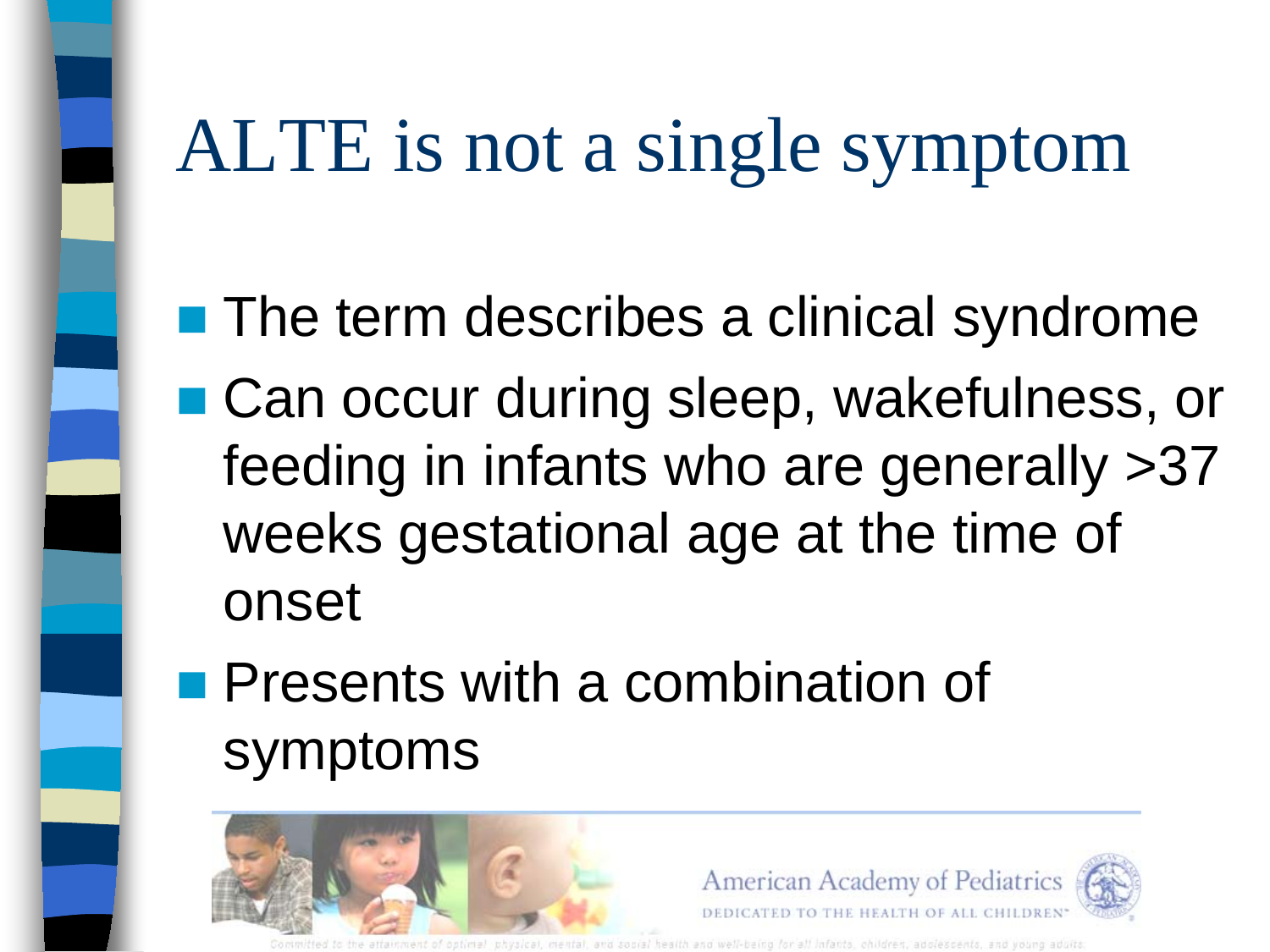# ALTE is not a single symptom

- The term describes a clinical syndrome
- Can occur during sleep, wakefulness, or feeding in infants who are generally >37 weeks gestational age at the time of onset
- Presents with a combination of symptoms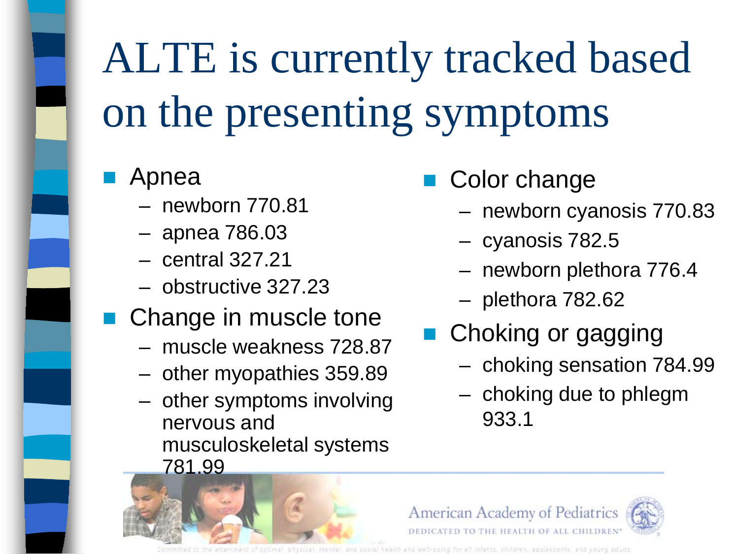# ALTE is currently tracked based on the presenting symptoms

- Apnea
  - newborn 770.81
  - apnea 786.03
  - central 327.21
  - obstructive 327.23
- Change in muscle tone
  - muscle weakness 728.87
  - other myopathies 359.89
  - other symptoms involving nervous and musculoskeletal systems 781.99
- Color change
  - newborn cyanosis 770.83
  - cyanosis 782.5
  - newborn plethora 776.4
  - plethora 782.62
- Choking or gagging
  - choking sensation 784.99
  - choking due to phlegm 933.1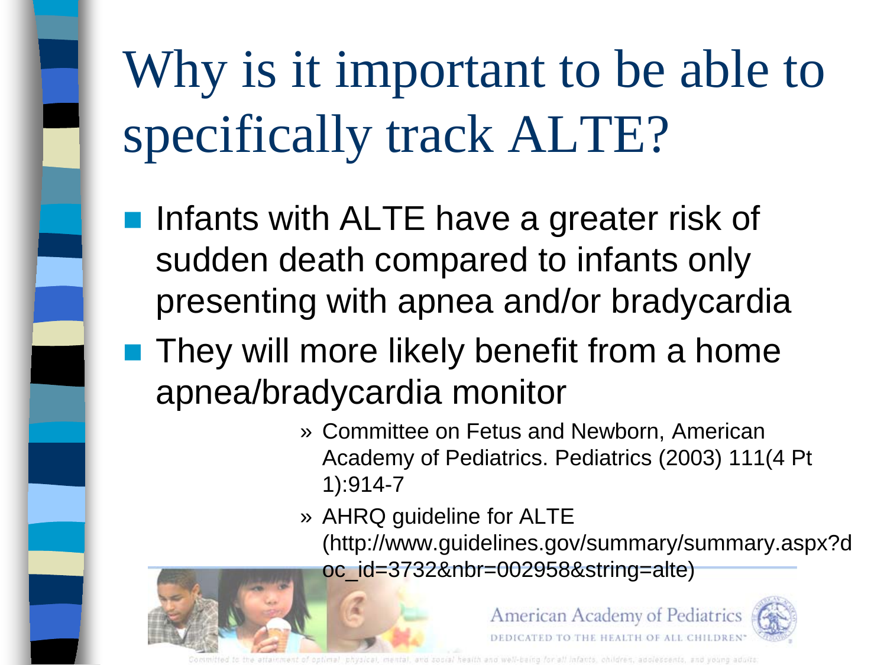# Why is it important to be able to specifically track ALTE?

- Infants with ALTE have a greater risk of sudden death compared to infants only presenting with apnea and/or bradycardia
- They will more likely benefit from a home apnea/bradycardia monitor

  » Committee on Fetus and Newborn, American Academy of Pediatrics. Pediatrics (2003) 111(4 Pt 1):914-7

  » AHRQ guideline for ALTE (http://www.guidelines.gov/summary/summary.aspx?doc_id=3732&nbr=002958&string=alte)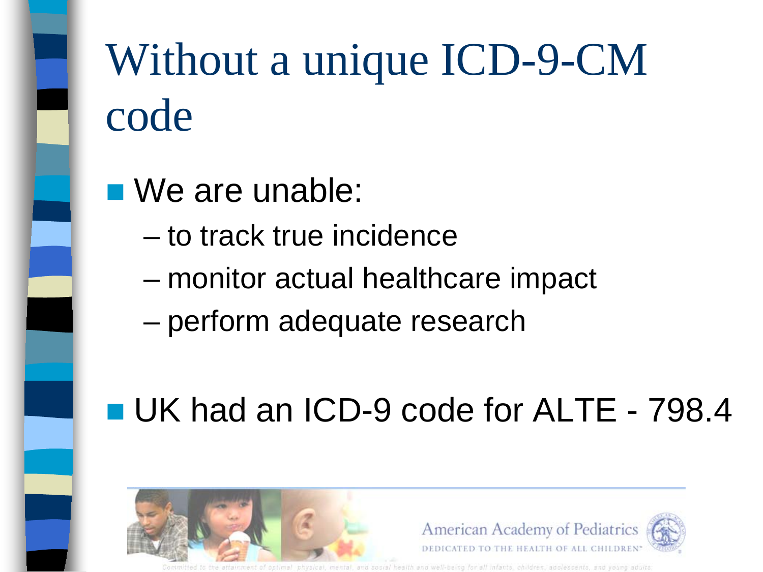# Without a unique ICD-9-CM code

- We are unable:
  - to track true incidence
  - monitor actual healthcare impact
  - perform adequate research
- UK had an ICD-9 code for ALTE - 798.4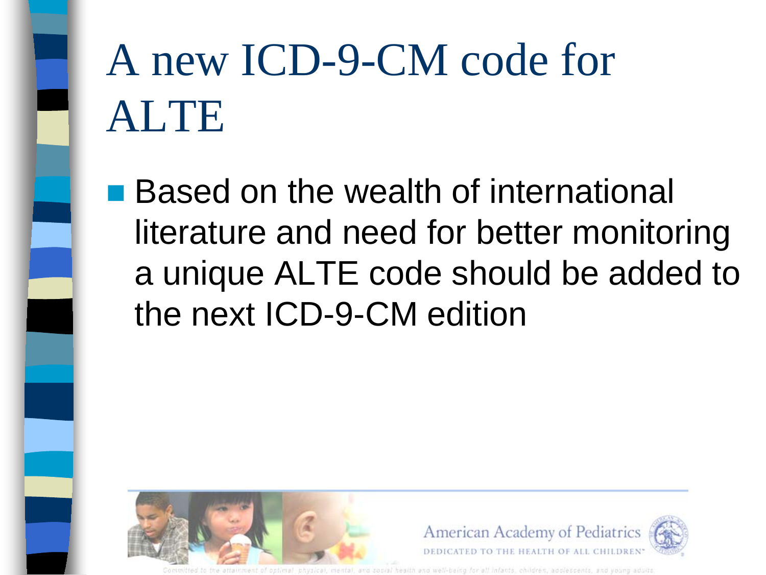# A new ICD-9-CM code for ALTE

- Based on the wealth of international literature and need for better monitoring a unique ALTE code should be added to the next ICD-9-CM edition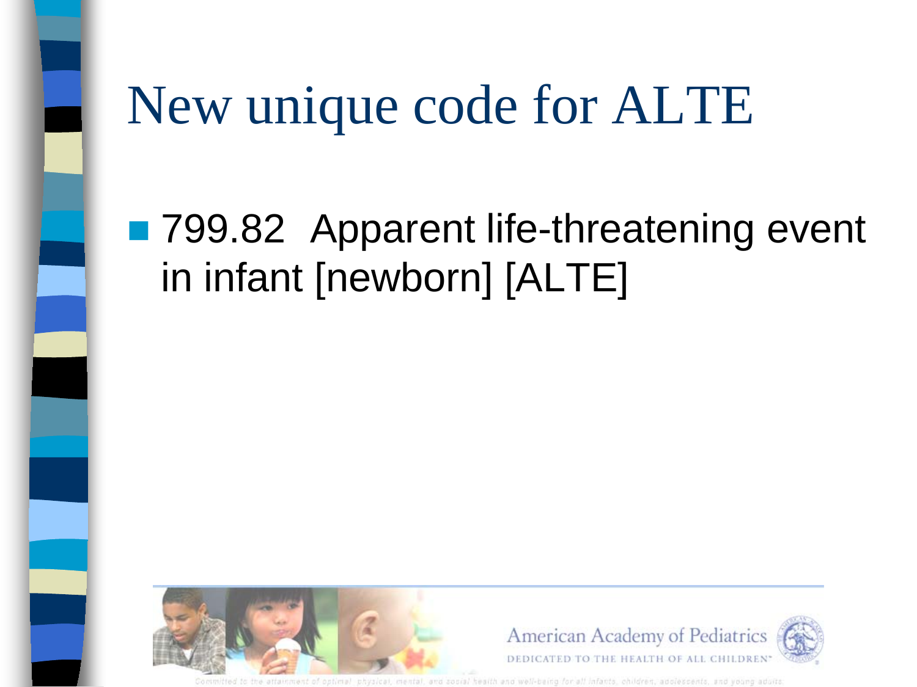# New unique code for ALTE

- 799.82  Apparent life-threatening event in infant [newborn] [ALTE]